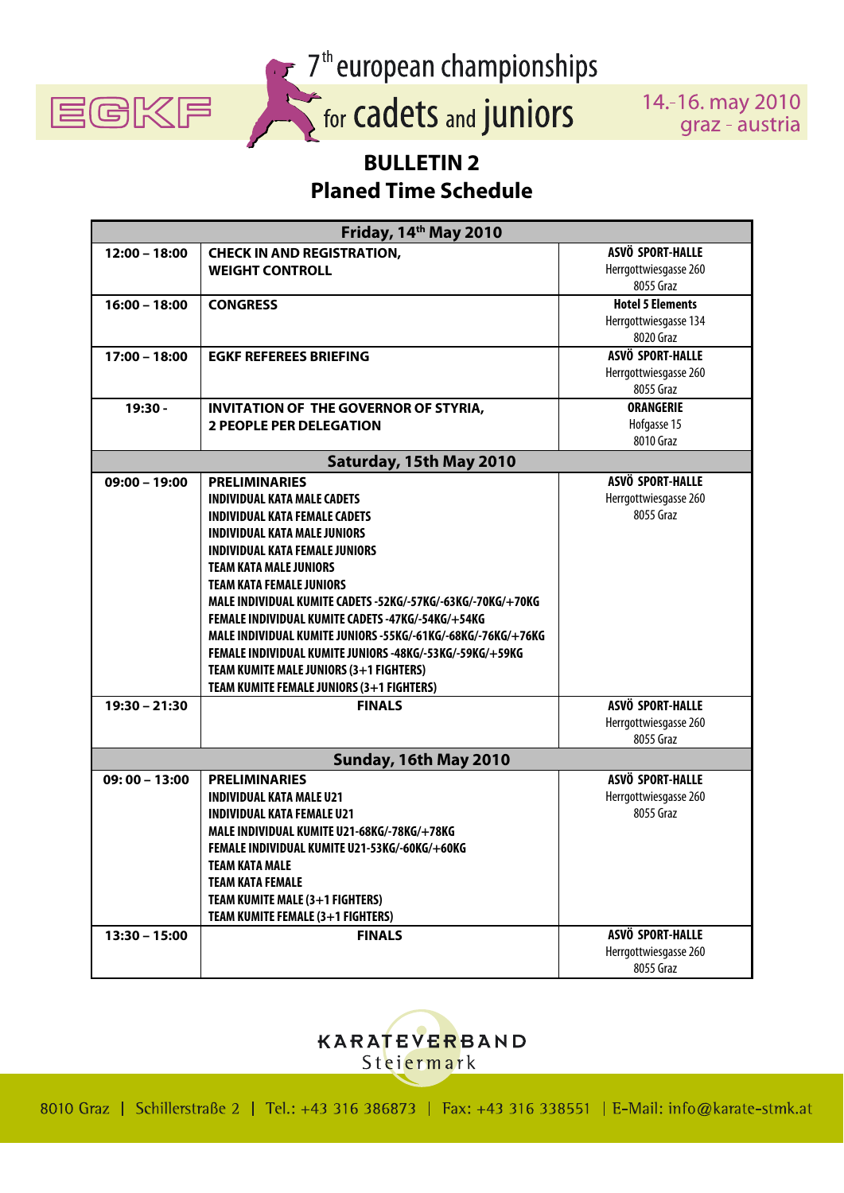EGKF

7th european championships for cadets and juniors

14.-16. may 2010
graz - austria

# BULLETIN 2

## Planed Time Schedule

| Friday, 14th May 2010 | | |
|---|---|---|
| 12:00 – 18:00 | **CHECK IN AND REGISTRATION, WEIGHT CONTROLL** | **ASVÖ SPORT-HALLE** Herrgottwiesgasse 260 8055 Graz |
| 16:00 – 18:00 | **CONGRESS** | **Hotel 5 Elements** Herrgottwiesgasse 134 8020 Graz |
| 17:00 – 18:00 | **EGKF REFEREES BRIEFING** | **ASVÖ SPORT-HALLE** Herrgottwiesgasse 260 8055 Graz |
| 19:30 - | **INVITATION OF THE GOVERNOR OF STYRIA, 2 PEOPLE PER DELEGATION** | **ORANGERIE** Hofgasse 15 8010 Graz |
| **Saturday, 15th May 2010** | | |
| 09:00 – 19:00 | **PRELIMINARIES**<br>INDIVIDUAL KATA MALE CADETS<br>INDIVIDUAL KATA FEMALE CADETS<br>INDIVIDUAL KATA MALE JUNIORS<br>INDIVIDUAL KATA FEMALE JUNIORS<br>TEAM KATA MALE JUNIORS<br>TEAM KATA FEMALE JUNIORS<br>MALE INDIVIDUAL KUMITE CADETS -52KG/-57KG/-63KG/-70KG/+70KG<br>FEMALE INDIVIDUAL KUMITE CADETS -47KG/-54KG/+54KG<br>MALE INDIVIDUAL KUMITE JUNIORS -55KG/-61KG/-68KG/-76KG/+76KG<br>FEMALE INDIVIDUAL KUMITE JUNIORS -48KG/-53KG/-59KG/+59KG<br>TEAM KUMITE MALE JUNIORS (3+1 FIGHTERS)<br>TEAM KUMITE FEMALE JUNIORS (3+1 FIGHTERS) | **ASVÖ SPORT-HALLE** Herrgottwiesgasse 260 8055 Graz |
| 19:30 – 21:30 | **FINALS** | **ASVÖ SPORT-HALLE** Herrgottwiesgasse 260 8055 Graz |
| **Sunday, 16th May 2010** | | |
| 09: 00 – 13:00 | **PRELIMINARIES**<br>INDIVIDUAL KATA MALE U21<br>INDIVIDUAL KATA FEMALE U21<br>MALE INDIVIDUAL KUMITE U21-68KG/-78KG/+78KG<br>FEMALE INDIVIDUAL KUMITE U21-53KG/-60KG/+60KG<br>TEAM KATA MALE<br>TEAM KATA FEMALE<br>TEAM KUMITE MALE (3+1 FIGHTERS)<br>TEAM KUMITE FEMALE (3+1 FIGHTERS) | **ASVÖ SPORT-HALLE** Herrgottwiesgasse 260 8055 Graz |
| 13:30 – 15:00 | **FINALS** | **ASVÖ SPORT-HALLE** Herrgottwiesgasse 260 8055 Graz |

KARATEVERBAND Steiermark

8010 Graz | Schillerstraße 2 | Tel.: +43 316 386873 | Fax: +43 316 338551 | E-Mail: info@karate-stmk.at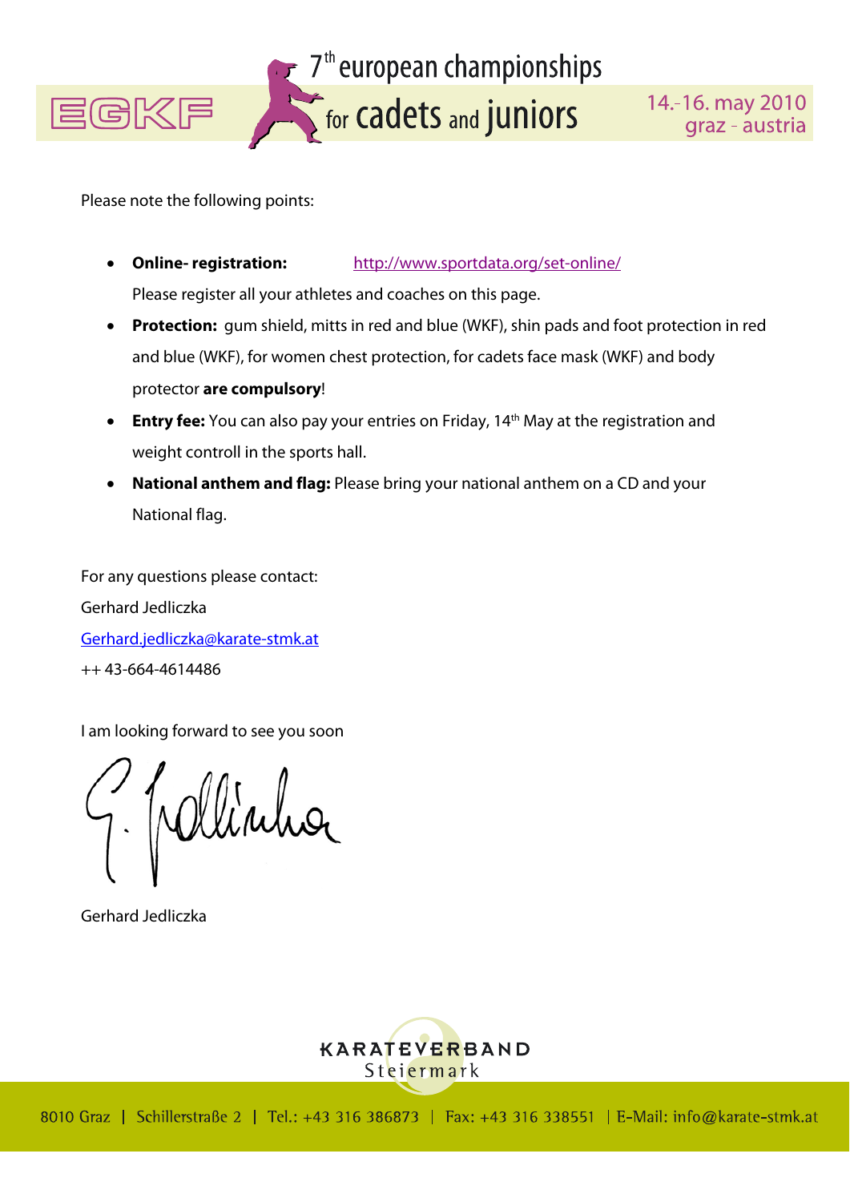Please note the following points:

- **Online- registration:** http://www.sportdata.org/set-online/
  Please register all your athletes and coaches on this page.
- **Protection:** gum shield, mitts in red and blue (WKF), shin pads and foot protection in red and blue (WKF), for women chest protection, for cadets face mask (WKF) and body protector **are compulsory**!
- **Entry fee:** You can also pay your entries on Friday, 14th May at the registration and weight controll in the sports hall.
- **National anthem and flag:** Please bring your national anthem on a CD and your National flag.

For any questions please contact:

Gerhard Jedliczka

Gerhard.jedliczka@karate-stmk.at

++ 43-664-4614486

I am looking forward to see you soon

Gerhard Jedliczka

KARATEVERBAND Steiermark

8010 Graz | Schillerstraße 2 | Tel.: +43 316 386873 | Fax: +43 316 338551 | E-Mail: info@karate-stmk.at